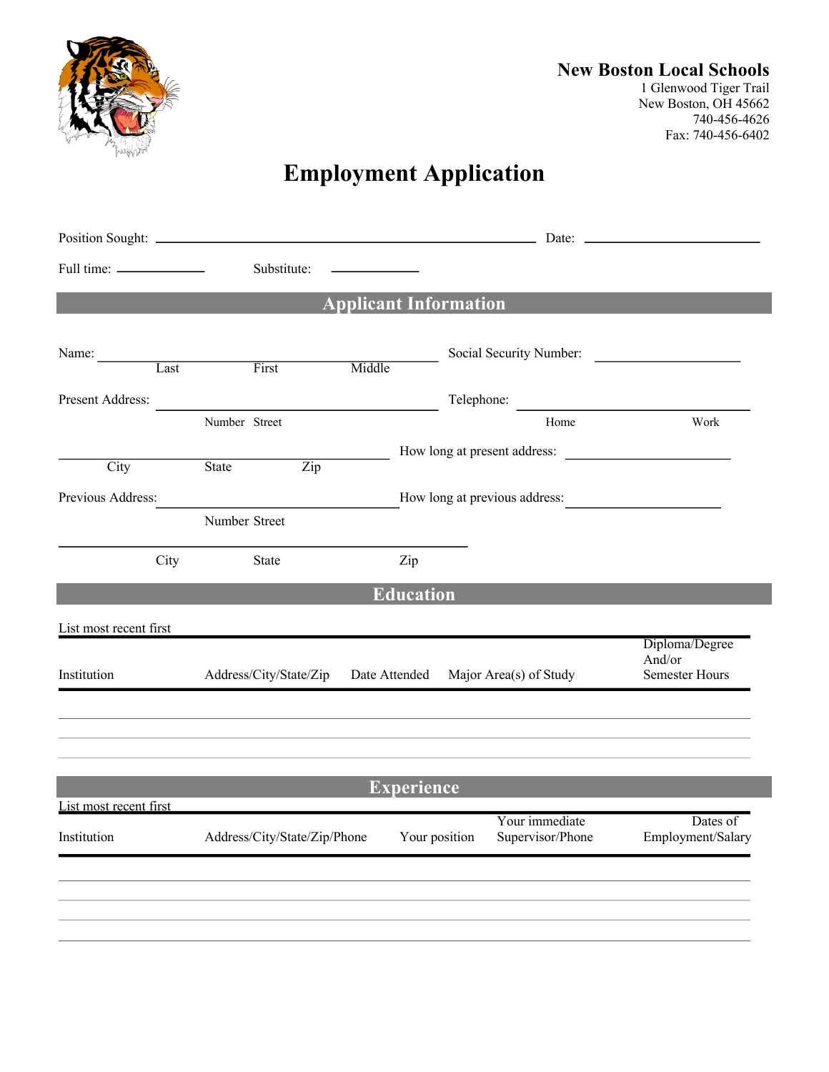**New Boston Local Schools**
1 Glenwood Tiger Trail
New Boston, OH 45662
740-456-4626
Fax: 740-456-6402

# Employment Application

Position Sought: ______________________________ Date: ______________

Full time: __________ Substitute: __________

## Applicant Information

Name: ______________________________ Social Security Number: ______________
Last First Middle

Present Address: ______________________________ Telephone: ______________
Number Street Home Work

______________________________ How long at present address: ______________
City State Zip

Previous Address: ______________________________ How long at previous address: ______________
Number Street

______________________________
City State Zip

## Education

List most recent first

| Institution | Address/City/State/Zip | Date Attended | Major Area(s) of Study | Diploma/Degree And/or Semester Hours |
|---|---|---|---|---|
| | | | | |
| | | | | |
| | | | | |

## Experience

List most recent first

| Institution | Address/City/State/Zip/Phone | Your position | Your immediate Supervisor/Phone | Dates of Employment/Salary |
|---|---|---|---|---|
| | | | | |
| | | | | |
| | | | | |
| | | | | |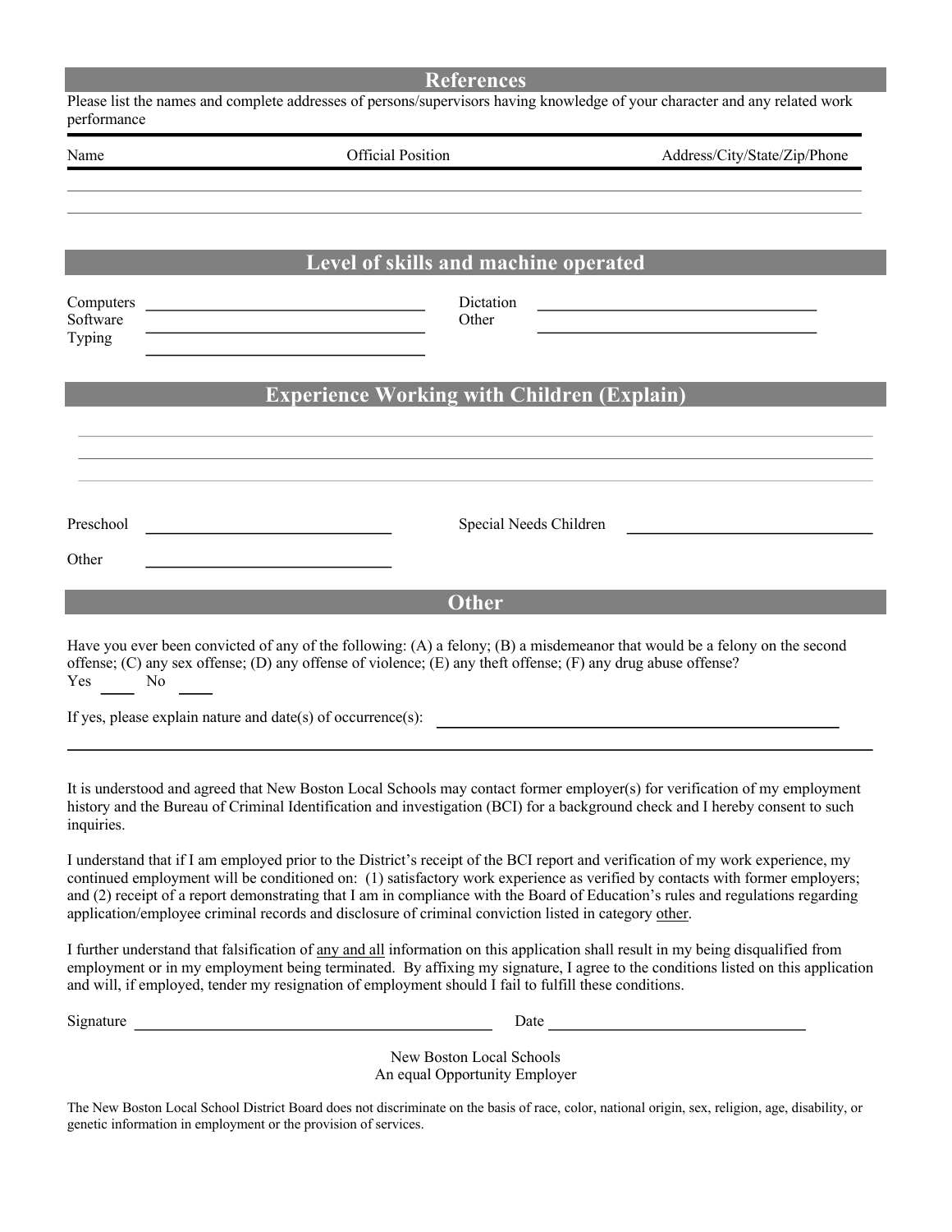## References

Please list the names and complete addresses of persons/supervisors having knowledge of your character and any related work performance

| Name | Official Position | Address/City/State/Zip/Phone |
| --- | --- | --- |
| | | |
| | | |

## Level of skills and machine operated

Computers ______________________ Dictation ______________________

Software ______________________ Other ______________________

Typing ______________________

## Experience Working with Children (Explain)

Preschool ______________________ Special Needs Children ______________________

Other ______________________

## Other

Have you ever been convicted of any of the following: (A) a felony; (B) a misdemeanor that would be a felony on the second offense; (C) any sex offense; (D) any offense of violence; (E) any theft offense; (F) any drug abuse offense?

Yes ____ No ____

If yes, please explain nature and date(s) of occurrence(s): ______________________

It is understood and agreed that New Boston Local Schools may contact former employer(s) for verification of my employment history and the Bureau of Criminal Identification and investigation (BCI) for a background check and I hereby consent to such inquiries.

I understand that if I am employed prior to the District's receipt of the BCI report and verification of my work experience, my continued employment will be conditioned on: (1) satisfactory work experience as verified by contacts with former employers; and (2) receipt of a report demonstrating that I am in compliance with the Board of Education's rules and regulations regarding application/employee criminal records and disclosure of criminal conviction listed in category <u>other</u>.

I further understand that falsification of <u>any and all</u> information on this application shall result in my being disqualified from employment or in my employment being terminated. By affixing my signature, I agree to the conditions listed on this application and will, if employed, tender my resignation of employment should I fail to fulfill these conditions.

Signature ______________________ Date ______________________

New Boston Local Schools
An equal Opportunity Employer

The New Boston Local School District Board does not discriminate on the basis of race, color, national origin, sex, religion, age, disability, or genetic information in employment or the provision of services.